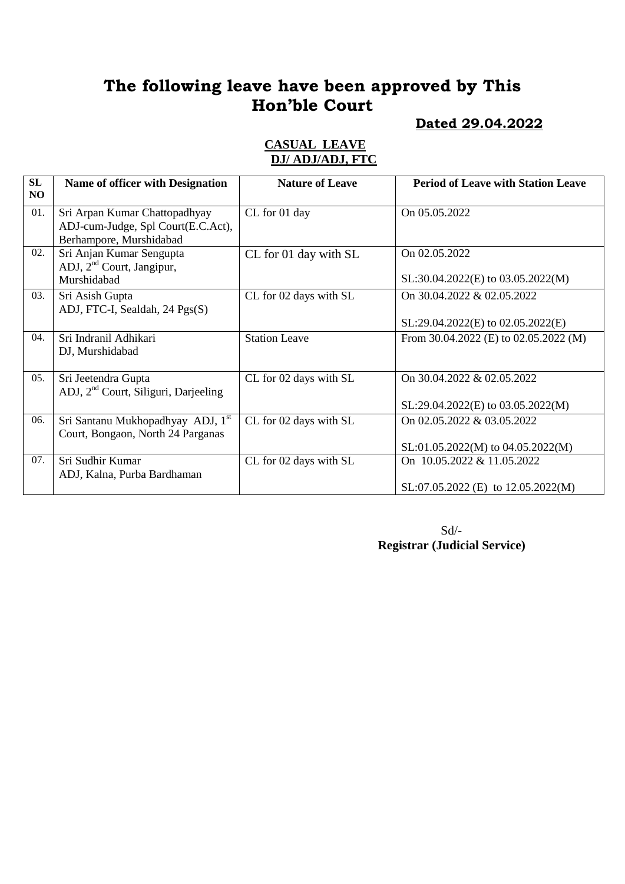# The following leave have been approved by This Hon'ble Court

**Dated 29.04.2022**

**CASUAL LEAVE**
**DJ/ ADJ/ADJ, FTC**

| SL NO | Name of officer with Designation | Nature of Leave | Period of Leave with Station Leave |
|---|---|---|---|
| 01. | Sri Arpan Kumar Chattopadhyay ADJ-cum-Judge, Spl Court(E.C.Act), Berhampore, Murshidabad | CL for 01 day | On 05.05.2022 |
| 02. | Sri Anjan Kumar Sengupta ADJ, 2nd Court, Jangipur, Murshidabad | CL for 01 day with SL | On 02.05.2022<br><br>SL:30.04.2022(E) to 03.05.2022(M) |
| 03. | Sri Asish Gupta ADJ, FTC-I, Sealdah, 24 Pgs(S) | CL for 02 days with SL | On 30.04.2022 & 02.05.2022<br><br>SL:29.04.2022(E) to 02.05.2022(E) |
| 04. | Sri Indranil Adhikari DJ, Murshidabad | Station Leave | From 30.04.2022 (E) to 02.05.2022 (M) |
| 05. | Sri Jeetendra Gupta ADJ, 2nd Court, Siliguri, Darjeeling | CL for 02 days with SL | On 30.04.2022 & 02.05.2022<br><br>SL:29.04.2022(E) to 03.05.2022(M) |
| 06. | Sri Santanu Mukhopadhyay ADJ, 1st Court, Bongaon, North 24 Parganas | CL for 02 days with SL | On 02.05.2022 & 03.05.2022<br><br>SL:01.05.2022(M) to 04.05.2022(M) |
| 07. | Sri Sudhir Kumar ADJ, Kalna, Purba Bardhaman | CL for 02 days with SL | On 10.05.2022 & 11.05.2022<br><br>SL:07.05.2022 (E) to 12.05.2022(M) |

Sd/-
**Registrar (Judicial Service)**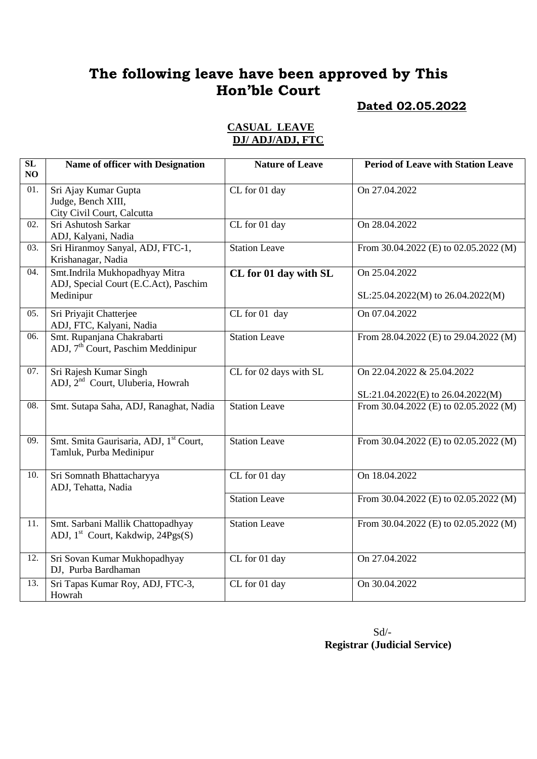# The following leave have been approved by This Hon'ble Court

**Dated 02.05.2022**

**CASUAL LEAVE**
**DJ/ ADJ/ADJ, FTC**

| SL NO | Name of officer with Designation | Nature of Leave | Period of Leave with Station Leave |
|---|---|---|---|
| 01. | Sri Ajay Kumar Gupta<br>Judge, Bench XIII,<br>City Civil Court, Calcutta | CL for 01 day | On 27.04.2022 |
| 02. | Sri Ashutosh Sarkar<br>ADJ, Kalyani, Nadia | CL for 01 day | On 28.04.2022 |
| 03. | Sri Hiranmoy Sanyal, ADJ, FTC-1,<br>Krishanagar, Nadia | Station Leave | From 30.04.2022 (E) to 02.05.2022 (M) |
| 04. | Smt.Indrila Mukhopadhyay Mitra<br>ADJ, Special Court (E.C.Act), Paschim Medinipur | **CL for 01 day with SL** | On 25.04.2022<br><br>SL:25.04.2022(M) to 26.04.2022(M) |
| 05. | Sri Priyajit Chatterjee<br>ADJ, FTC, Kalyani, Nadia | CL for 01 day | On 07.04.2022 |
| 06. | Smt. Rupanjana Chakrabarti<br>ADJ, 7th Court, Paschim Meddinipur | Station Leave | From 28.04.2022 (E) to 29.04.2022 (M) |
| 07. | Sri Rajesh Kumar Singh<br>ADJ, 2nd Court, Uluberia, Howrah | CL for 02 days with SL | On 22.04.2022 & 25.04.2022<br><br>SL:21.04.2022(E) to 26.04.2022(M) |
| 08. | Smt. Sutapa Saha, ADJ, Ranaghat, Nadia | Station Leave | From 30.04.2022 (E) to 02.05.2022 (M) |
| 09. | Smt. Smita Gaurisaria, ADJ, 1st Court,<br>Tamluk, Purba Medinipur | Station Leave | From 30.04.2022 (E) to 02.05.2022 (M) |
| 10. | Sri Somnath Bhattacharyya<br>ADJ, Tehatta, Nadia | CL for 01 day | On 18.04.2022 |
| | | Station Leave | From 30.04.2022 (E) to 02.05.2022 (M) |
| 11. | Smt. Sarbani Mallik Chattopadhyay<br>ADJ, 1st Court, Kakdwip, 24Pgs(S) | Station Leave | From 30.04.2022 (E) to 02.05.2022 (M) |
| 12. | Sri Sovan Kumar Mukhopadhyay<br>DJ, Purba Bardhaman | CL for 01 day | On 27.04.2022 |
| 13. | Sri Tapas Kumar Roy, ADJ, FTC-3,<br>Howrah | CL for 01 day | On 30.04.2022 |

Sd/-
**Registrar (Judicial Service)**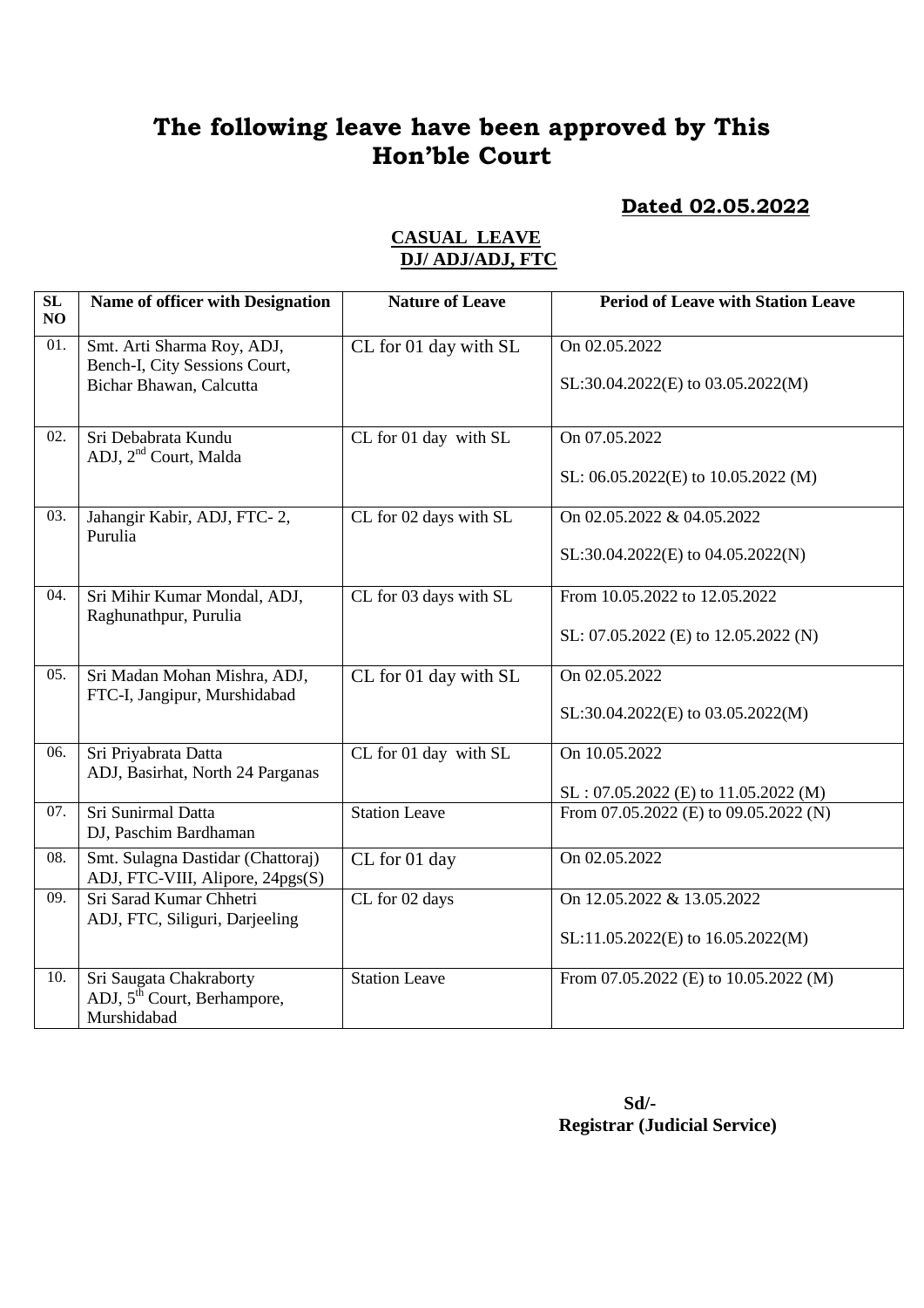# The following leave have been approved by This Hon'ble Court

**Dated 02.05.2022**

**CASUAL LEAVE**
**DJ/ ADJ/ADJ, FTC**

| SL NO | Name of officer with Designation | Nature of Leave | Period of Leave with Station Leave |
|---|---|---|---|
| 01. | Smt. Arti Sharma Roy, ADJ, Bench-I, City Sessions Court, Bichar Bhawan, Calcutta | CL for 01 day with SL | On 02.05.2022<br>SL:30.04.2022(E) to 03.05.2022(M) |
| 02. | Sri Debabrata Kundu ADJ, 2nd Court, Malda | CL for 01 day with SL | On 07.05.2022<br>SL: 06.05.2022(E) to 10.05.2022 (M) |
| 03. | Jahangir Kabir, ADJ, FTC- 2, Purulia | CL for 02 days with SL | On 02.05.2022 & 04.05.2022<br>SL:30.04.2022(E) to 04.05.2022(N) |
| 04. | Sri Mihir Kumar Mondal, ADJ, Raghunathpur, Purulia | CL for 03 days with SL | From 10.05.2022 to 12.05.2022<br>SL: 07.05.2022 (E) to 12.05.2022 (N) |
| 05. | Sri Madan Mohan Mishra, ADJ, FTC-I, Jangipur, Murshidabad | CL for 01 day with SL | On 02.05.2022<br>SL:30.04.2022(E) to 03.05.2022(M) |
| 06. | Sri Priyabrata Datta ADJ, Basirhat, North 24 Parganas | CL for 01 day with SL | On 10.05.2022<br>SL : 07.05.2022 (E) to 11.05.2022 (M) |
| 07. | Sri Sunirmal Datta DJ, Paschim Bardhaman | Station Leave | From 07.05.2022 (E) to 09.05.2022 (N) |
| 08. | Smt. Sulagna Dastidar (Chattoraj) ADJ, FTC-VIII, Alipore, 24pgs(S) | CL for 01 day | On 02.05.2022 |
| 09. | Sri Sarad Kumar Chhetri ADJ, FTC, Siliguri, Darjeeling | CL for 02 days | On 12.05.2022 & 13.05.2022<br>SL:11.05.2022(E) to 16.05.2022(M) |
| 10. | Sri Saugata Chakraborty ADJ, 5th Court, Berhampore, Murshidabad | Station Leave | From 07.05.2022 (E) to 10.05.2022 (M) |

**Sd/-**
**Registrar (Judicial Service)**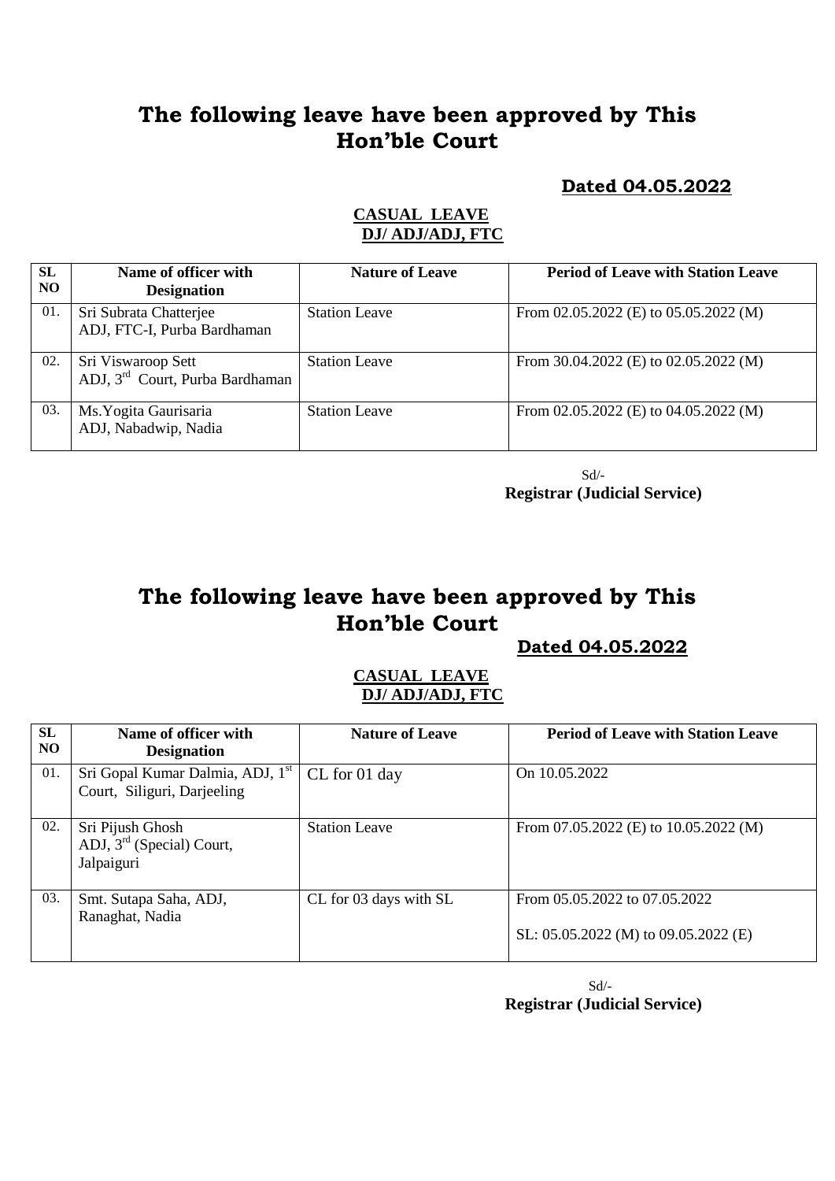# The following leave have been approved by This Hon'ble Court

**Dated 04.05.2022**

**CASUAL LEAVE**
**DJ/ ADJ/ADJ, FTC**

| SL NO | Name of officer with Designation | Nature of Leave | Period of Leave with Station Leave |
|---|---|---|---|
| 01. | Sri Subrata Chatterjee ADJ, FTC-I, Purba Bardhaman | Station Leave | From 02.05.2022 (E) to 05.05.2022 (M) |
| 02. | Sri Viswaroop Sett ADJ, 3rd Court, Purba Bardhaman | Station Leave | From 30.04.2022 (E) to 02.05.2022 (M) |
| 03. | Ms.Yogita Gaurisaria ADJ, Nabadwip, Nadia | Station Leave | From 02.05.2022 (E) to 04.05.2022 (M) |

Sd/-
**Registrar (Judicial Service)**

# The following leave have been approved by This Hon'ble Court

**Dated 04.05.2022**

**CASUAL LEAVE**
**DJ/ ADJ/ADJ, FTC**

| SL NO | Name of officer with Designation | Nature of Leave | Period of Leave with Station Leave |
|---|---|---|---|
| 01. | Sri Gopal Kumar Dalmia, ADJ, 1st Court, Siliguri, Darjeeling | CL for 01 day | On 10.05.2022 |
| 02. | Sri Pijush Ghosh ADJ, 3rd (Special) Court, Jalpaiguri | Station Leave | From 07.05.2022 (E) to 10.05.2022 (M) |
| 03. | Smt. Sutapa Saha, ADJ, Ranaghat, Nadia | CL for 03 days with SL | From 05.05.2022 to 07.05.2022<br>SL: 05.05.2022 (M) to 09.05.2022 (E) |

Sd/-
**Registrar (Judicial Service)**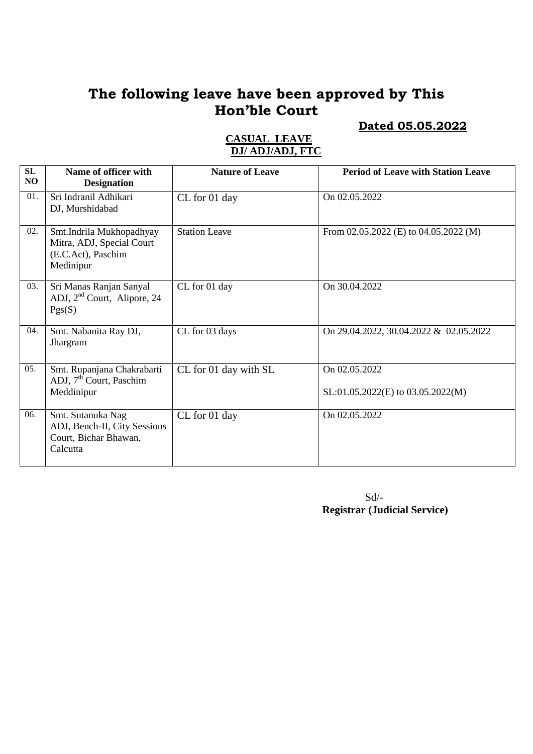# The following leave have been approved by This Hon'ble Court

**Dated 05.05.2022**

**CASUAL LEAVE**
**DJ/ ADJ/ADJ, FTC**

| SL NO | Name of officer with Designation | Nature of Leave | Period of Leave with Station Leave |
|---|---|---|---|
| 01. | Sri Indranil Adhikari DJ, Murshidabad | CL for 01 day | On 02.05.2022 |
| 02. | Smt.Indrila Mukhopadhyay Mitra, ADJ, Special Court (E.C.Act), Paschim Medinipur | Station Leave | From 02.05.2022 (E) to 04.05.2022 (M) |
| 03. | Sri Manas Ranjan Sanyal ADJ, 2nd Court, Alipore, 24 Pgs(S) | CL for 01 day | On 30.04.2022 |
| 04. | Smt. Nabanita Ray DJ, Jhargram | CL for 03 days | On 29.04.2022, 30.04.2022 & 02.05.2022 |
| 05. | Smt. Rupanjana Chakrabarti ADJ, 7th Court, Paschim Meddinipur | CL for 01 day with SL | On 02.05.2022<br>SL:01.05.2022(E) to 03.05.2022(M) |
| 06. | Smt. Sutanuka Nag ADJ, Bench-II, City Sessions Court, Bichar Bhawan, Calcutta | CL for 01 day | On 02.05.2022 |

Sd/-
**Registrar (Judicial Service)**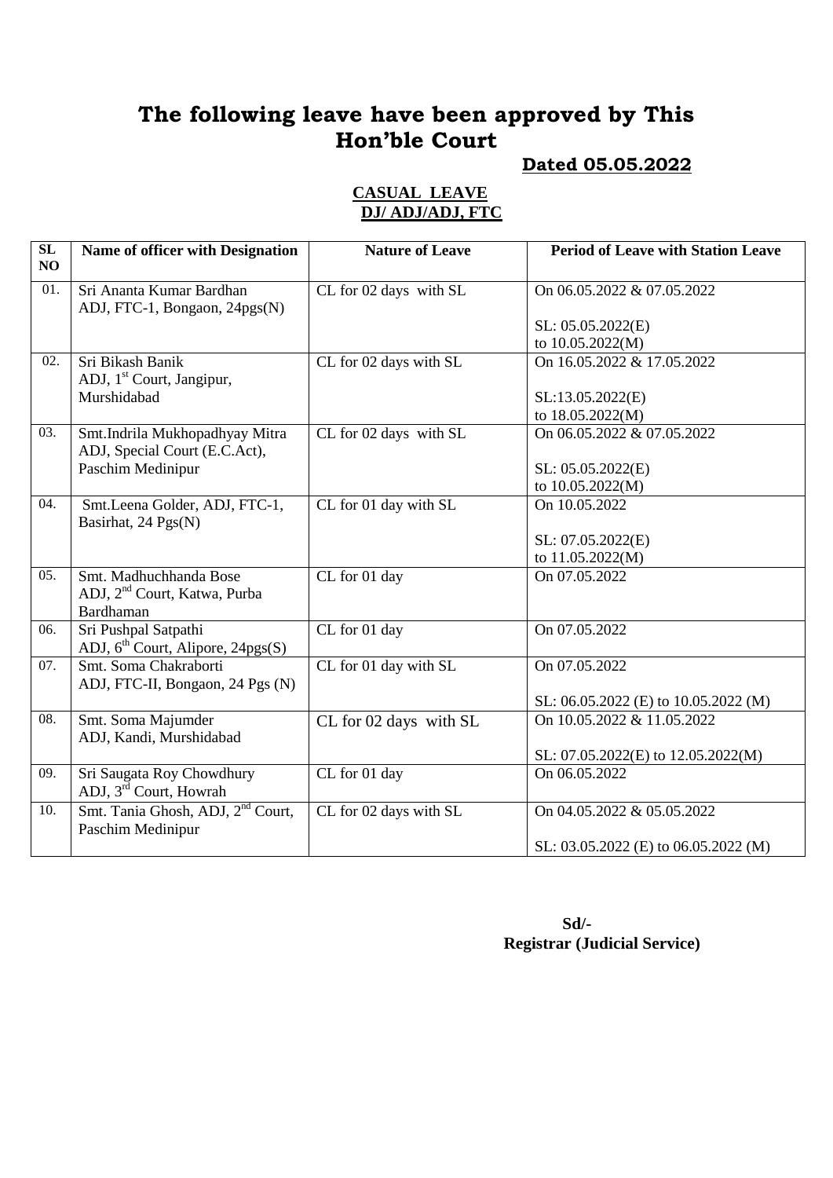# The following leave have been approved by This Hon'ble Court

**Dated 05.05.2022**

**CASUAL LEAVE**
**DJ/ ADJ/ADJ, FTC**

| SL NO | Name of officer with Designation | Nature of Leave | Period of Leave with Station Leave |
|---|---|---|---|
| 01. | Sri Ananta Kumar Bardhan ADJ, FTC-1, Bongaon, 24pgs(N) | CL for 02 days with SL | On 06.05.2022 & 07.05.2022<br><br>SL: 05.05.2022(E) to 10.05.2022(M) |
| 02. | Sri Bikash Banik ADJ, 1st Court, Jangipur, Murshidabad | CL for 02 days with SL | On 16.05.2022 & 17.05.2022<br><br>SL:13.05.2022(E) to 18.05.2022(M) |
| 03. | Smt.Indrila Mukhopadhyay Mitra ADJ, Special Court (E.C.Act), Paschim Medinipur | CL for 02 days with SL | On 06.05.2022 & 07.05.2022<br><br>SL: 05.05.2022(E) to 10.05.2022(M) |
| 04. | Smt.Leena Golder, ADJ, FTC-1, Basirhat, 24 Pgs(N) | CL for 01 day with SL | On 10.05.2022<br><br>SL: 07.05.2022(E) to 11.05.2022(M) |
| 05. | Smt. Madhuchhanda Bose ADJ, 2nd Court, Katwa, Purba Bardhaman | CL for 01 day | On 07.05.2022 |
| 06. | Sri Pushpal Satpathi ADJ, 6th Court, Alipore, 24pgs(S) | CL for 01 day | On 07.05.2022 |
| 07. | Smt. Soma Chakraborti ADJ, FTC-II, Bongaon, 24 Pgs (N) | CL for 01 day with SL | On 07.05.2022<br><br>SL: 06.05.2022 (E) to 10.05.2022 (M) |
| 08. | Smt. Soma Majumder ADJ, Kandi, Murshidabad | CL for 02 days with SL | On 10.05.2022 & 11.05.2022<br><br>SL: 07.05.2022(E) to 12.05.2022(M) |
| 09. | Sri Saugata Roy Chowdhury ADJ, 3rd Court, Howrah | CL for 01 day | On 06.05.2022 |
| 10. | Smt. Tania Ghosh, ADJ, 2nd Court, Paschim Medinipur | CL for 02 days with SL | On 04.05.2022 & 05.05.2022<br><br>SL: 03.05.2022 (E) to 06.05.2022 (M) |

**Sd/-**
**Registrar (Judicial Service)**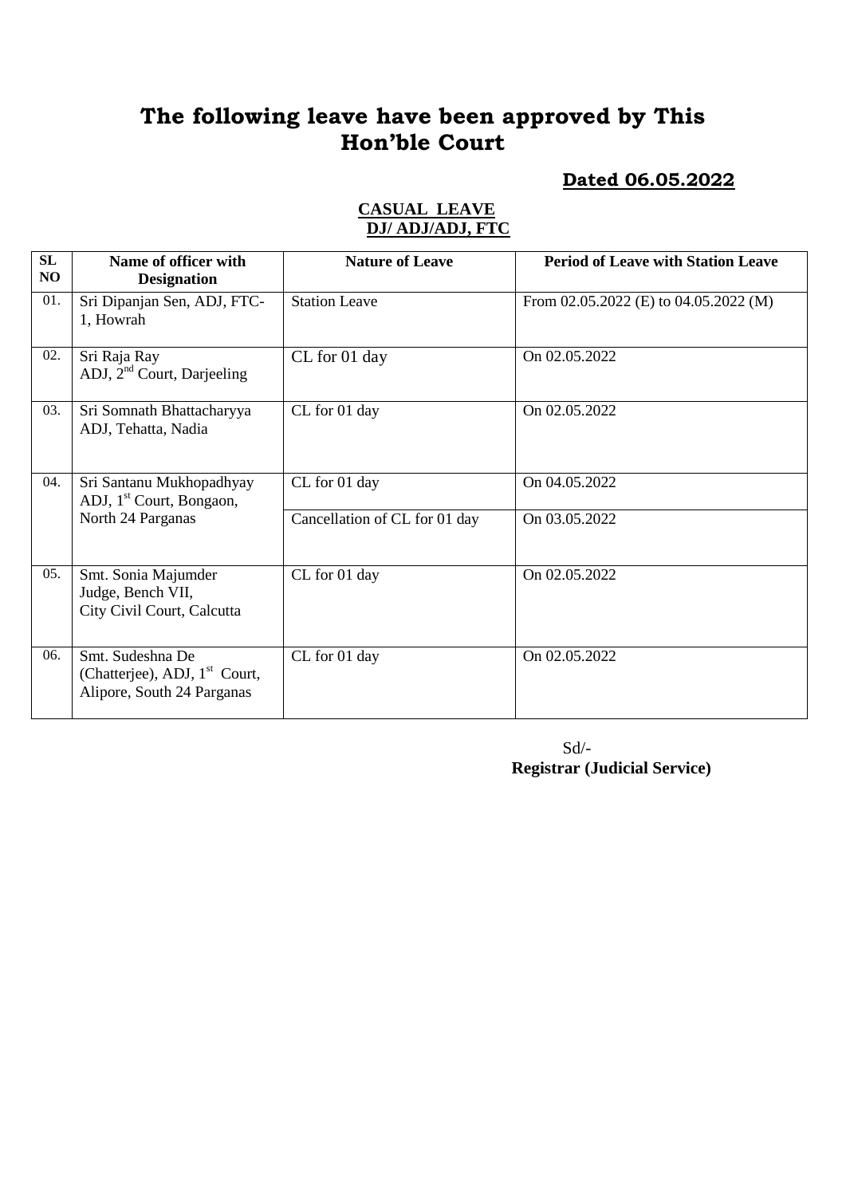# The following leave have been approved by This Hon'ble Court

**Dated 06.05.2022**

**CASUAL LEAVE**
**DJ/ ADJ/ADJ, FTC**

| SL NO | Name of officer with Designation | Nature of Leave | Period of Leave with Station Leave |
|---|---|---|---|
| 01. | Sri Dipanjan Sen, ADJ, FTC-1, Howrah | Station Leave | From 02.05.2022 (E) to 04.05.2022 (M) |
| 02. | Sri Raja Ray ADJ, 2nd Court, Darjeeling | CL for 01 day | On 02.05.2022 |
| 03. | Sri Somnath Bhattacharyya ADJ, Tehatta, Nadia | CL for 01 day | On 02.05.2022 |
| 04. | Sri Santanu Mukhopadhyay ADJ, 1st Court, Bongaon, North 24 Parganas | CL for 01 day | On 04.05.2022 |
| | | Cancellation of CL for 01 day | On 03.05.2022 |
| 05. | Smt. Sonia Majumder Judge, Bench VII, City Civil Court, Calcutta | CL for 01 day | On 02.05.2022 |
| 06. | Smt. Sudeshna De (Chatterjee), ADJ, 1st Court, Alipore, South 24 Parganas | CL for 01 day | On 02.05.2022 |

Sd/-
**Registrar (Judicial Service)**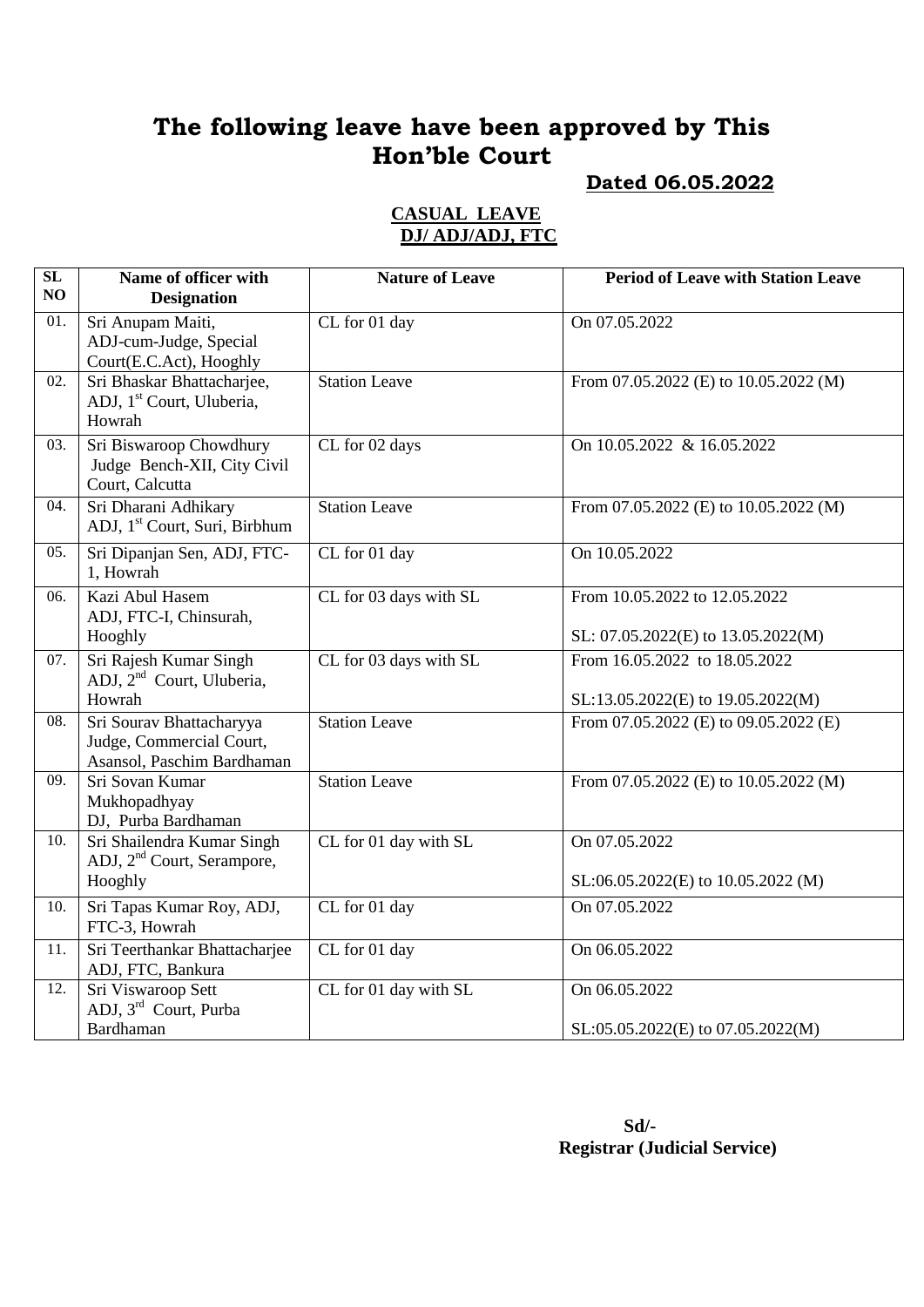# The following leave have been approved by This Hon'ble Court

**Dated 06.05.2022**

**CASUAL LEAVE**
**DJ/ ADJ/ADJ, FTC**

| SL NO | Name of officer with Designation | Nature of Leave | Period of Leave with Station Leave |
|---|---|---|---|
| 01. | Sri Anupam Maiti, ADJ-cum-Judge, Special Court(E.C.Act), Hooghly | CL for 01 day | On 07.05.2022 |
| 02. | Sri Bhaskar Bhattacharjee, ADJ, 1st Court, Uluberia, Howrah | Station Leave | From 07.05.2022 (E) to 10.05.2022 (M) |
| 03. | Sri Biswaroop Chowdhury Judge Bench-XII, City Civil Court, Calcutta | CL for 02 days | On 10.05.2022 & 16.05.2022 |
| 04. | Sri Dharani Adhikary ADJ, 1st Court, Suri, Birbhum | Station Leave | From 07.05.2022 (E) to 10.05.2022 (M) |
| 05. | Sri Dipanjan Sen, ADJ, FTC-1, Howrah | CL for 01 day | On 10.05.2022 |
| 06. | Kazi Abul Hasem ADJ, FTC-I, Chinsurah, Hooghly | CL for 03 days with SL | From 10.05.2022 to 12.05.2022<br><br>SL: 07.05.2022(E) to 13.05.2022(M) |
| 07. | Sri Rajesh Kumar Singh ADJ, 2nd Court, Uluberia, Howrah | CL for 03 days with SL | From 16.05.2022 to 18.05.2022<br><br>SL:13.05.2022(E) to 19.05.2022(M) |
| 08. | Sri Sourav Bhattacharyya Judge, Commercial Court, Asansol, Paschim Bardhaman | Station Leave | From 07.05.2022 (E) to 09.05.2022 (E) |
| 09. | Sri Sovan Kumar Mukhopadhyay DJ, Purba Bardhaman | Station Leave | From 07.05.2022 (E) to 10.05.2022 (M) |
| 10. | Sri Shailendra Kumar Singh ADJ, 2nd Court, Serampore, Hooghly | CL for 01 day with SL | On 07.05.2022<br><br>SL:06.05.2022(E) to 10.05.2022 (M) |
| 10. | Sri Tapas Kumar Roy, ADJ, FTC-3, Howrah | CL for 01 day | On 07.05.2022 |
| 11. | Sri Teerthankar Bhattacharjee ADJ, FTC, Bankura | CL for 01 day | On 06.05.2022 |
| 12. | Sri Viswaroop Sett ADJ, 3rd Court, Purba Bardhaman | CL for 01 day with SL | On 06.05.2022<br><br>SL:05.05.2022(E) to 07.05.2022(M) |

**Sd/-**
**Registrar (Judicial Service)**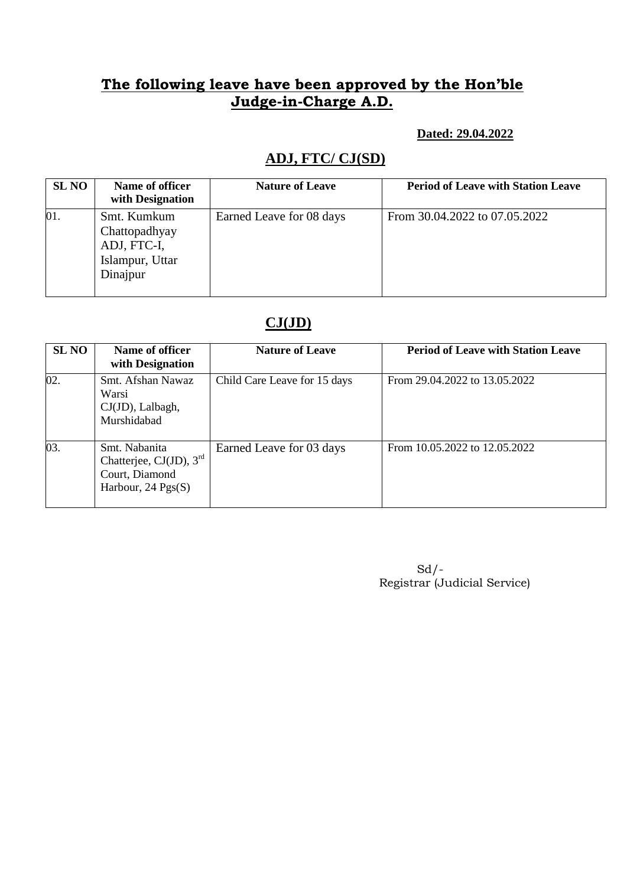## The following leave have been approved by the Hon'ble Judge-in-Charge A.D.

**Dated: 29.04.2022**

### ADJ, FTC/ CJ(SD)

| SL NO | Name of officer with Designation | Nature of Leave | Period of Leave with Station Leave |
|---|---|---|---|
| 01. | Smt. Kumkum Chattopadhyay ADJ, FTC-I, Islampur, Uttar Dinajpur | Earned Leave for 08 days | From 30.04.2022 to 07.05.2022 |

### CJ(JD)

| SL NO | Name of officer with Designation | Nature of Leave | Period of Leave with Station Leave |
|---|---|---|---|
| 02. | Smt. Afshan Nawaz Warsi CJ(JD), Lalbagh, Murshidabad | Child Care Leave for 15 days | From 29.04.2022 to 13.05.2022 |
| 03. | Smt. Nabanita Chatterjee, CJ(JD), 3rd Court, Diamond Harbour, 24 Pgs(S) | Earned Leave for 03 days | From 10.05.2022 to 12.05.2022 |

Sd/-
Registrar (Judicial Service)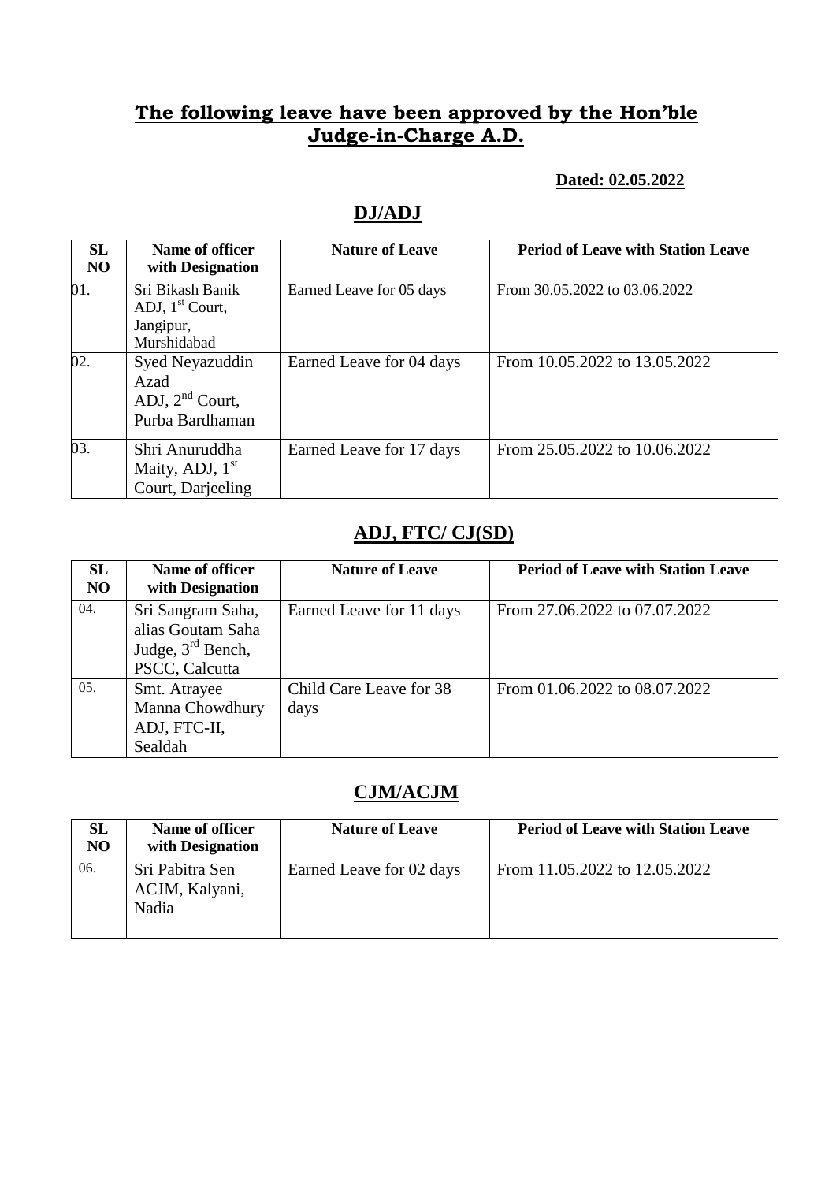## The following leave have been approved by the Hon'ble Judge-in-Charge A.D.

**Dated: 02.05.2022**

### DJ/ADJ

| SL NO | Name of officer with Designation | Nature of Leave | Period of Leave with Station Leave |
|---|---|---|---|
| 01. | Sri Bikash Banik ADJ, 1st Court, Jangipur, Murshidabad | Earned Leave for 05 days | From 30.05.2022 to 03.06.2022 |
| 02. | Syed Neyazuddin Azad ADJ, 2nd Court, Purba Bardhaman | Earned Leave for 04 days | From 10.05.2022 to 13.05.2022 |
| 03. | Shri Anuruddha Maity, ADJ, 1st Court, Darjeeling | Earned Leave for 17 days | From 25.05.2022 to 10.06.2022 |

### ADJ, FTC/ CJ(SD)

| SL NO | Name of officer with Designation | Nature of Leave | Period of Leave with Station Leave |
|---|---|---|---|
| 04. | Sri Sangram Saha, alias Goutam Saha Judge, 3rd Bench, PSCC, Calcutta | Earned Leave for 11 days | From 27.06.2022 to 07.07.2022 |
| 05. | Smt. Atrayee Manna Chowdhury ADJ, FTC-II, Sealdah | Child Care Leave for 38 days | From 01.06.2022 to 08.07.2022 |

### CJM/ACJM

| SL NO | Name of officer with Designation | Nature of Leave | Period of Leave with Station Leave |
|---|---|---|---|
| 06. | Sri Pabitra Sen ACJM, Kalyani, Nadia | Earned Leave for 02 days | From 11.05.2022 to 12.05.2022 |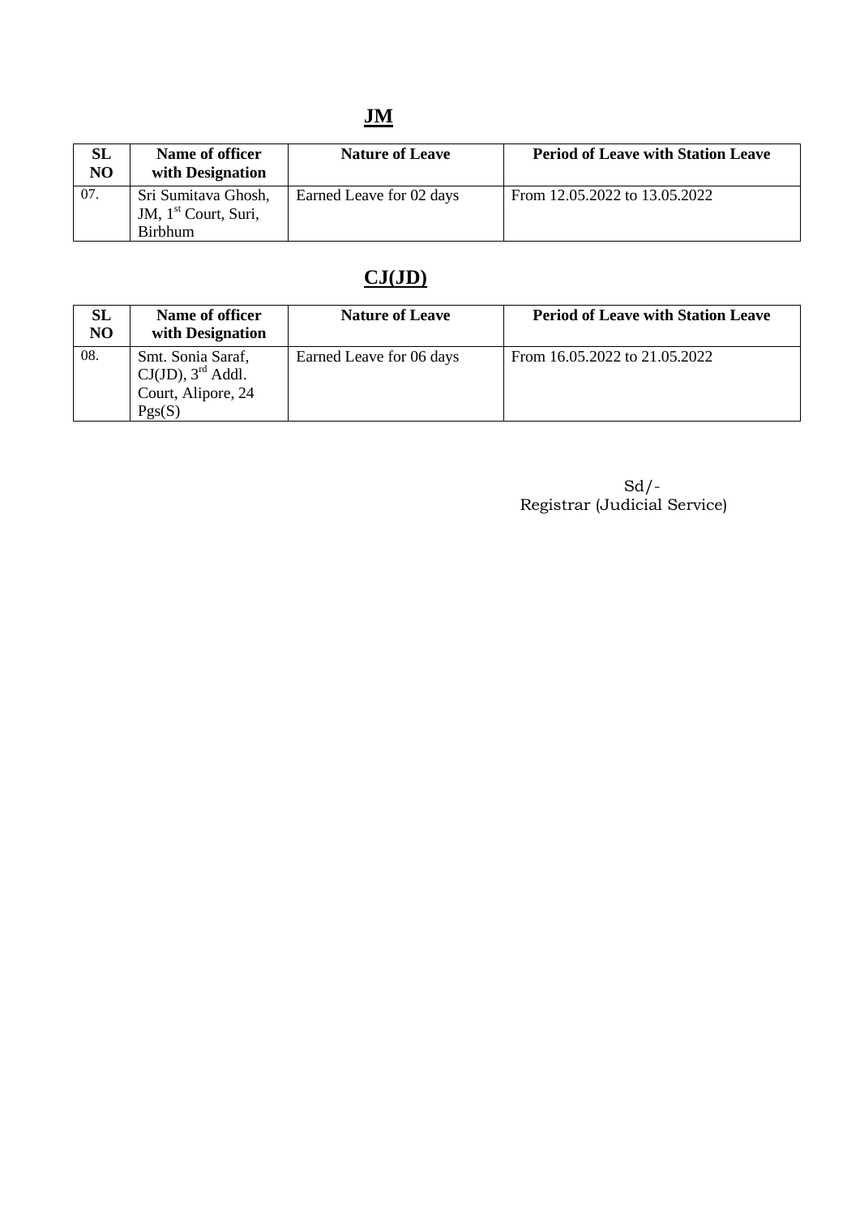## JM

| SL NO | Name of officer with Designation | Nature of Leave | Period of Leave with Station Leave |
|---|---|---|---|
| 07. | Sri Sumitava Ghosh, JM, 1st Court, Suri, Birbhum | Earned Leave for 02 days | From 12.05.2022 to 13.05.2022 |

## CJ(JD)

| SL NO | Name of officer with Designation | Nature of Leave | Period of Leave with Station Leave |
|---|---|---|---|
| 08. | Smt. Sonia Saraf, CJ(JD), 3rd Addl. Court, Alipore, 24 Pgs(S) | Earned Leave for 06 days | From 16.05.2022 to 21.05.2022 |

Sd/-
Registrar (Judicial Service)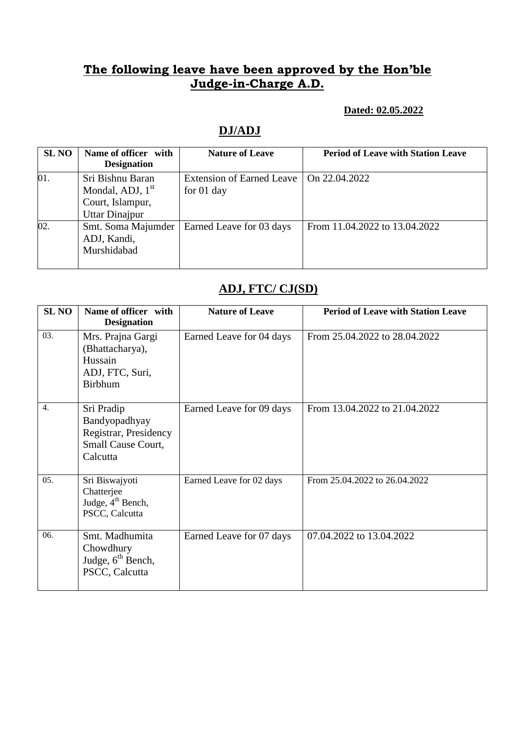**The following leave have been approved by the Hon'ble Judge-in-Charge A.D.**

**Dated: 02.05.2022**

## DJ/ADJ

| SL NO | Name of officer with Designation | Nature of Leave | Period of Leave with Station Leave |
|---|---|---|---|
| 01. | Sri Bishnu Baran Mondal, ADJ, 1st Court, Islampur, Uttar Dinajpur | Extension of Earned Leave for 01 day | On 22.04.2022 |
| 02. | Smt. Soma Majumder ADJ, Kandi, Murshidabad | Earned Leave for 03 days | From 11.04.2022 to 13.04.2022 |

## ADJ, FTC/ CJ(SD)

| SL NO | Name of officer with Designation | Nature of Leave | Period of Leave with Station Leave |
|---|---|---|---|
| 03. | Mrs. Prajna Gargi (Bhattacharya), Hussain ADJ, FTC, Suri, Birbhum | Earned Leave for 04 days | From 25.04.2022 to 28.04.2022 |
| 4. | Sri Pradip Bandyopadhyay Registrar, Presidency Small Cause Court, Calcutta | Earned Leave for 09 days | From 13.04.2022 to 21.04.2022 |
| 05. | Sri Biswajyoti Chatterjee Judge, 4th Bench, PSCC, Calcutta | Earned Leave for 02 days | From 25.04.2022 to 26.04.2022 |
| 06. | Smt. Madhumita Chowdhury Judge, 6th Bench, PSCC, Calcutta | Earned Leave for 07 days | 07.04.2022 to 13.04.2022 |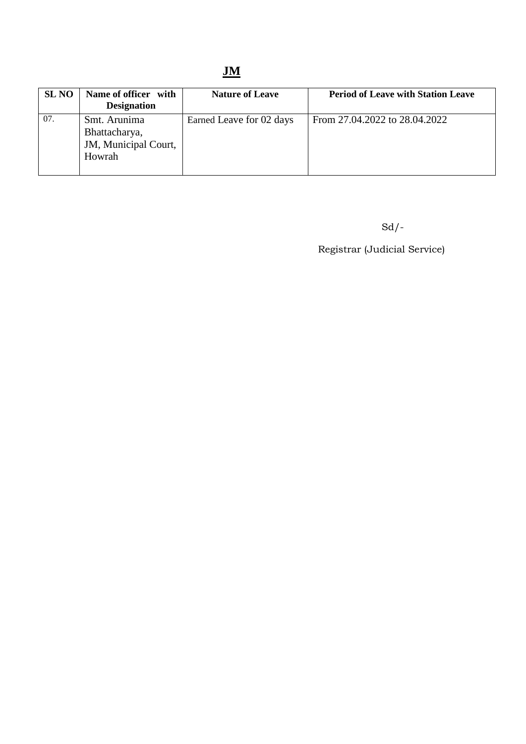## JM

| SL NO | Name of officer with Designation | Nature of Leave | Period of Leave with Station Leave |
|---|---|---|---|
| 07. | Smt. Arunima Bhattacharya, JM, Municipal Court, Howrah | Earned Leave for 02 days | From 27.04.2022 to 28.04.2022 |

Sd/-

Registrar (Judicial Service)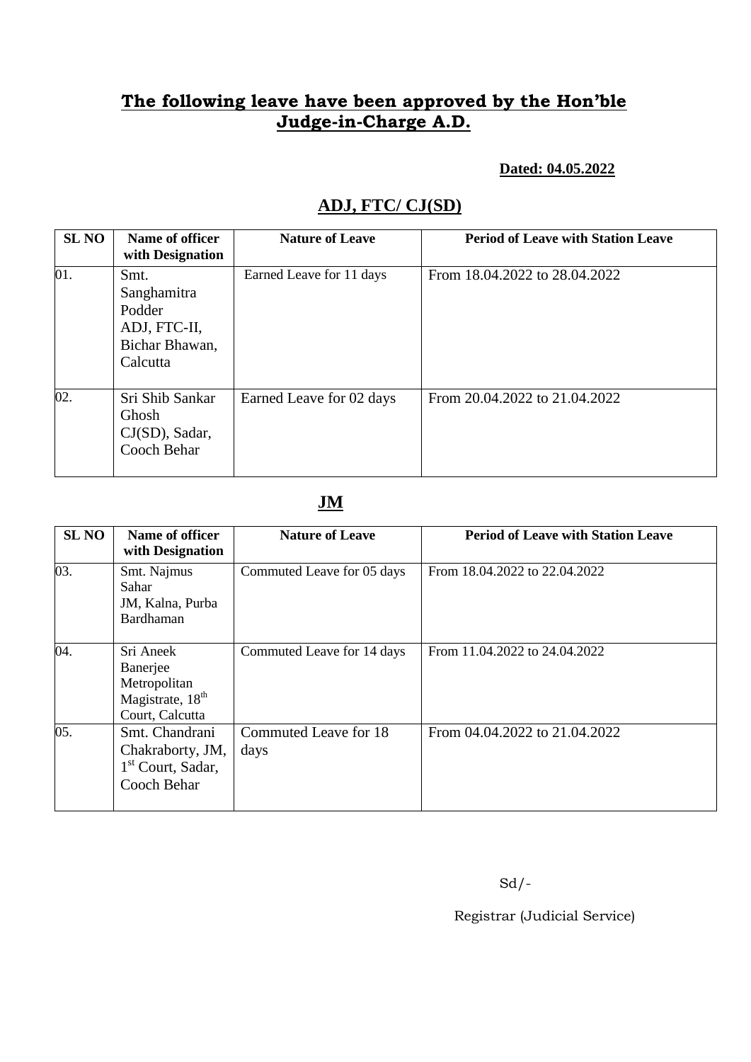# The following leave have been approved by the Hon'ble Judge-in-Charge A.D.

**Dated: 04.05.2022**

## ADJ, FTC/ CJ(SD)

| SL NO | Name of officer with Designation | Nature of Leave | Period of Leave with Station Leave |
|---|---|---|---|
| 01. | Smt. Sanghamitra Podder ADJ, FTC-II, Bichar Bhawan, Calcutta | Earned Leave for 11 days | From 18.04.2022 to 28.04.2022 |
| 02. | Sri Shib Sankar Ghosh CJ(SD), Sadar, Cooch Behar | Earned Leave for 02 days | From 20.04.2022 to 21.04.2022 |

## JM

| SL NO | Name of officer with Designation | Nature of Leave | Period of Leave with Station Leave |
|---|---|---|---|
| 03. | Smt. Najmus Sahar JM, Kalna, Purba Bardhaman | Commuted Leave for 05 days | From 18.04.2022 to 22.04.2022 |
| 04. | Sri Aneek Banerjee Metropolitan Magistrate, 18th Court, Calcutta | Commuted Leave for 14 days | From 11.04.2022 to 24.04.2022 |
| 05. | Smt. Chandrani Chakraborty, JM, 1st Court, Sadar, Cooch Behar | Commuted Leave for 18 days | From 04.04.2022 to 21.04.2022 |

Sd/-

Registrar (Judicial Service)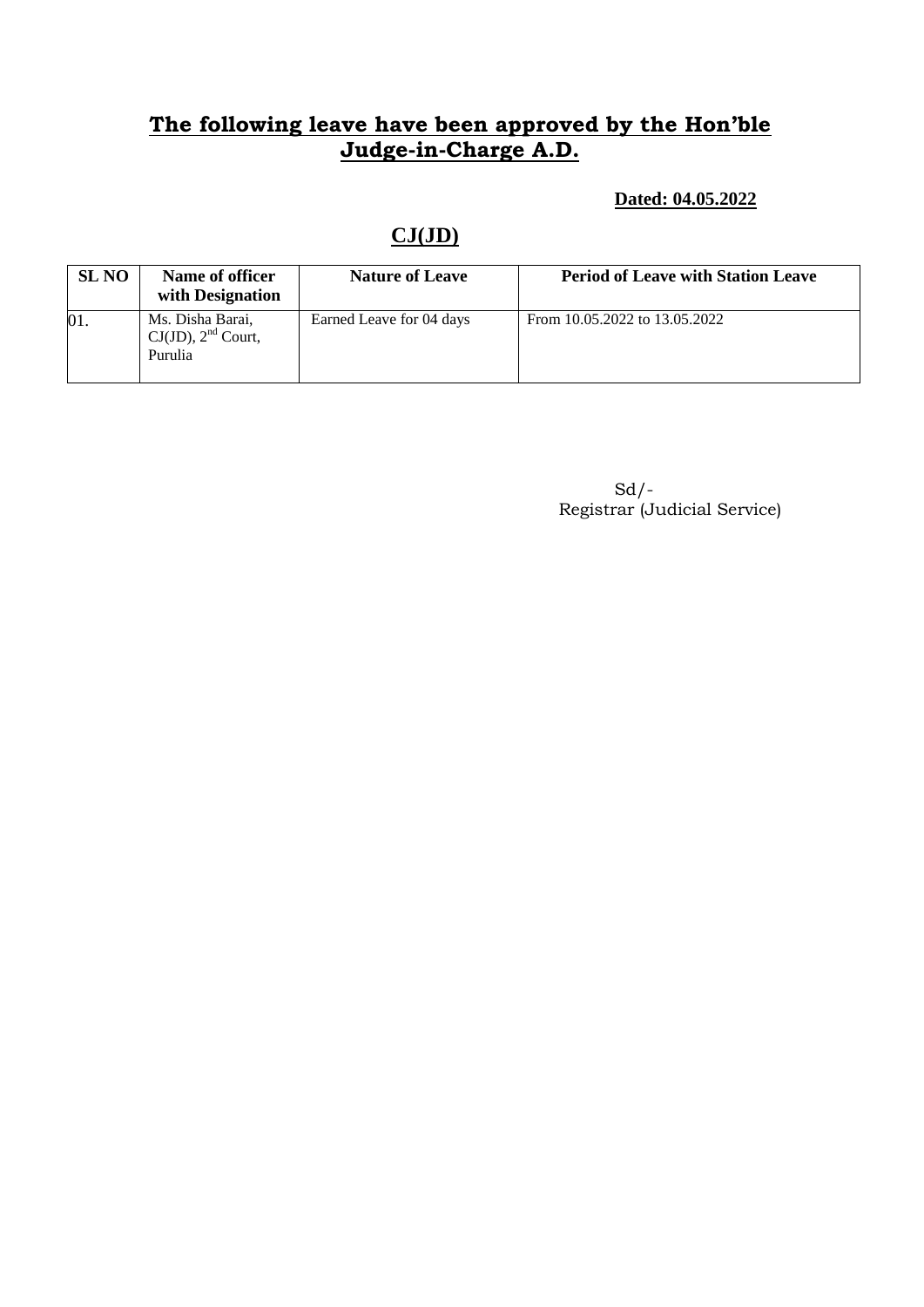## **The following leave have been approved by the Hon'ble Judge-in-Charge A.D.**

**Dated: 04.05.2022**

## **CJ(JD)**

| SL NO | Name of officer with Designation | Nature of Leave | Period of Leave with Station Leave |
|---|---|---|---|
| 01. | Ms. Disha Barai, CJ(JD), 2nd Court, Purulia | Earned Leave for 04 days | From 10.05.2022 to 13.05.2022 |

Sd/-
Registrar (Judicial Service)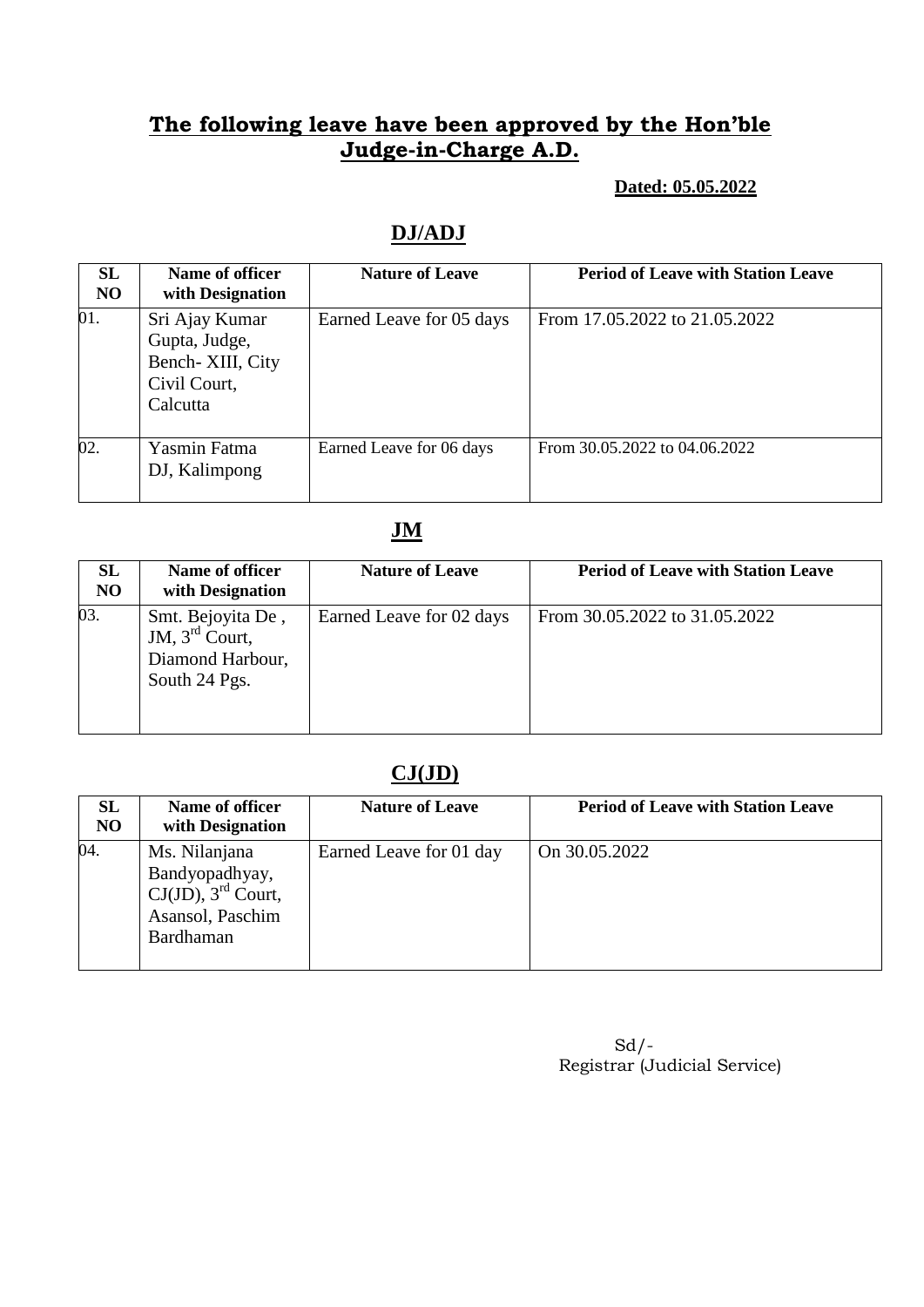## The following leave have been approved by the Hon'ble Judge-in-Charge A.D.

**Dated: 05.05.2022**

### DJ/ADJ

| SL NO | Name of officer with Designation | Nature of Leave | Period of Leave with Station Leave |
|---|---|---|---|
| 01. | Sri Ajay Kumar Gupta, Judge, Bench- XIII, City Civil Court, Calcutta | Earned Leave for 05 days | From 17.05.2022 to 21.05.2022 |
| 02. | Yasmin Fatma DJ, Kalimpong | Earned Leave for 06 days | From 30.05.2022 to 04.06.2022 |

### JM

| SL NO | Name of officer with Designation | Nature of Leave | Period of Leave with Station Leave |
|---|---|---|---|
| 03. | Smt. Bejoyita De , JM, 3rd Court, Diamond Harbour, South 24 Pgs. | Earned Leave for 02 days | From 30.05.2022 to 31.05.2022 |

### CJ(JD)

| SL NO | Name of officer with Designation | Nature of Leave | Period of Leave with Station Leave |
|---|---|---|---|
| 04. | Ms. Nilanjana Bandyopadhyay, CJ(JD), 3rd Court, Asansol, Paschim Bardhaman | Earned Leave for 01 day | On 30.05.2022 |

Sd/-
Registrar (Judicial Service)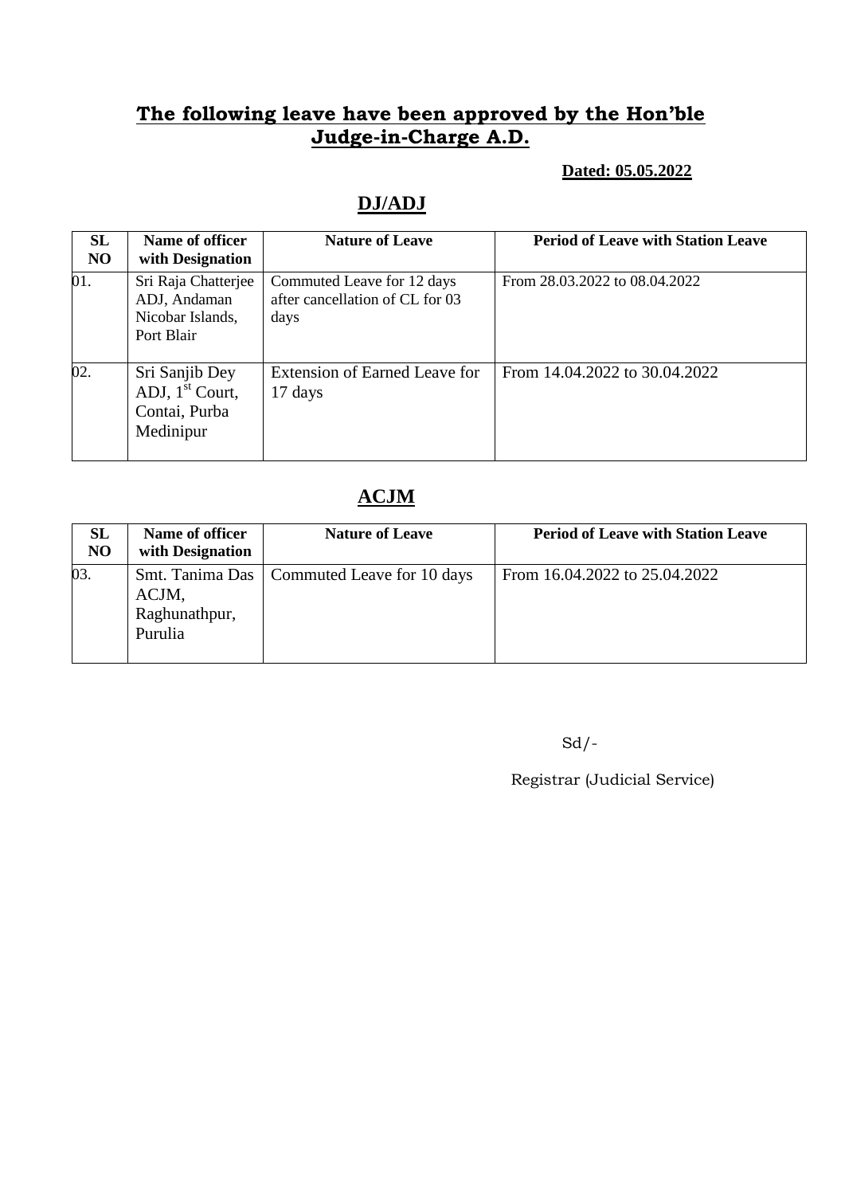# **The following leave have been approved by the Hon'ble Judge-in-Charge A.D.**

**Dated: 05.05.2022**

## DJ/ADJ

| SL NO | Name of officer with Designation | Nature of Leave | Period of Leave with Station Leave |
|---|---|---|---|
| 01. | Sri Raja Chatterjee ADJ, Andaman Nicobar Islands, Port Blair | Commuted Leave for 12 days after cancellation of CL for 03 days | From 28.03.2022 to 08.04.2022 |
| 02. | Sri Sanjib Dey ADJ, 1st Court, Contai, Purba Medinipur | Extension of Earned Leave for 17 days | From 14.04.2022 to 30.04.2022 |

## ACJM

| SL NO | Name of officer with Designation | Nature of Leave | Period of Leave with Station Leave |
|---|---|---|---|
| 03. | Smt. Tanima Das ACJM, Raghunathpur, Purulia | Commuted Leave for 10 days | From 16.04.2022 to 25.04.2022 |

Sd/-

Registrar (Judicial Service)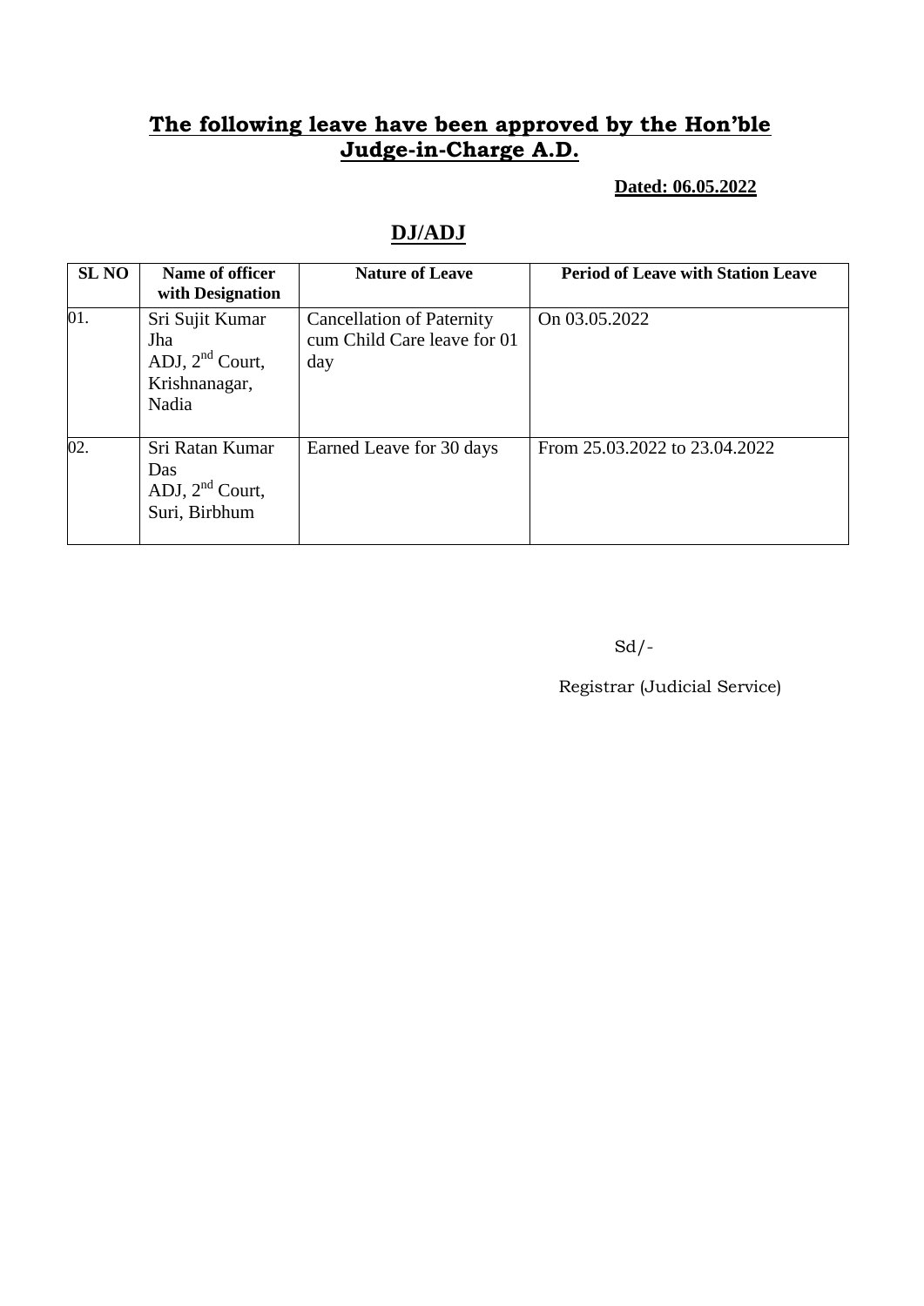# **The following leave have been approved by the Hon'ble Judge-in-Charge A.D.**

**Dated: 06.05.2022**

## **DJ/ADJ**

| SL NO | Name of officer with Designation | Nature of Leave | Period of Leave with Station Leave |
|---|---|---|---|
| 01. | Sri Sujit Kumar Jha ADJ, 2nd Court, Krishnanagar, Nadia | Cancellation of Paternity cum Child Care leave for 01 day | On 03.05.2022 |
| 02. | Sri Ratan Kumar Das ADJ, 2nd Court, Suri, Birbhum | Earned Leave for 30 days | From 25.03.2022 to 23.04.2022 |

Sd/-

Registrar (Judicial Service)